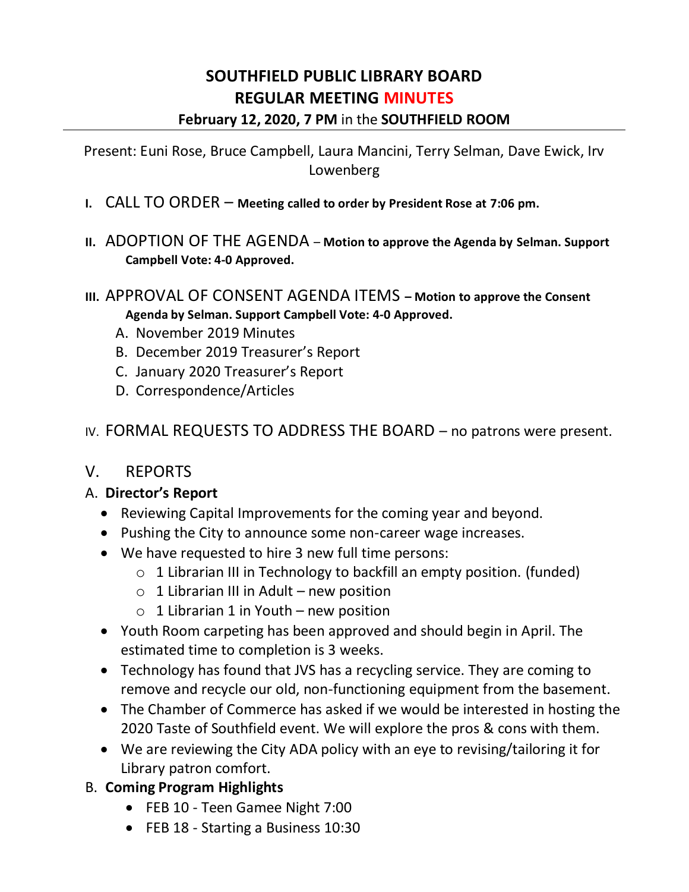# SOUTHFIELD PUBLIC LIBRARY BOARD
# REGULAR MEETING MINUTES
### February 12, 2020, 7 PM in the SOUTHFIELD ROOM

Present: Euni Rose, Bruce Campbell, Laura Mancini, Terry Selman, Dave Ewick, Irv Lowenberg

I. CALL TO ORDER – **Meeting called to order by President Rose at 7:06 pm.**

II. ADOPTION OF THE AGENDA – **Motion to approve the Agenda by Selman. Support Campbell Vote: 4-0 Approved.**

III. APPROVAL OF CONSENT AGENDA ITEMS – **Motion to approve the Consent Agenda by Selman. Support Campbell Vote: 4-0 Approved.**

A. November 2019 Minutes
B. December 2019 Treasurer's Report
C. January 2020 Treasurer's Report
D. Correspondence/Articles

IV. FORMAL REQUESTS TO ADDRESS THE BOARD – no patrons were present.

V. REPORTS

A. **Director's Report**

- Reviewing Capital Improvements for the coming year and beyond.
- Pushing the City to announce some non-career wage increases.
- We have requested to hire 3 new full time persons:
  - 1 Librarian III in Technology to backfill an empty position. (funded)
  - 1 Librarian III in Adult – new position
  - 1 Librarian 1 in Youth – new position
- Youth Room carpeting has been approved and should begin in April. The estimated time to completion is 3 weeks.
- Technology has found that JVS has a recycling service. They are coming to remove and recycle our old, non-functioning equipment from the basement.
- The Chamber of Commerce has asked if we would be interested in hosting the 2020 Taste of Southfield event. We will explore the pros & cons with them.
- We are reviewing the City ADA policy with an eye to revising/tailoring it for Library patron comfort.

B. **Coming Program Highlights**

- FEB 10 - Teen Gamee Night 7:00
- FEB 18 - Starting a Business 10:30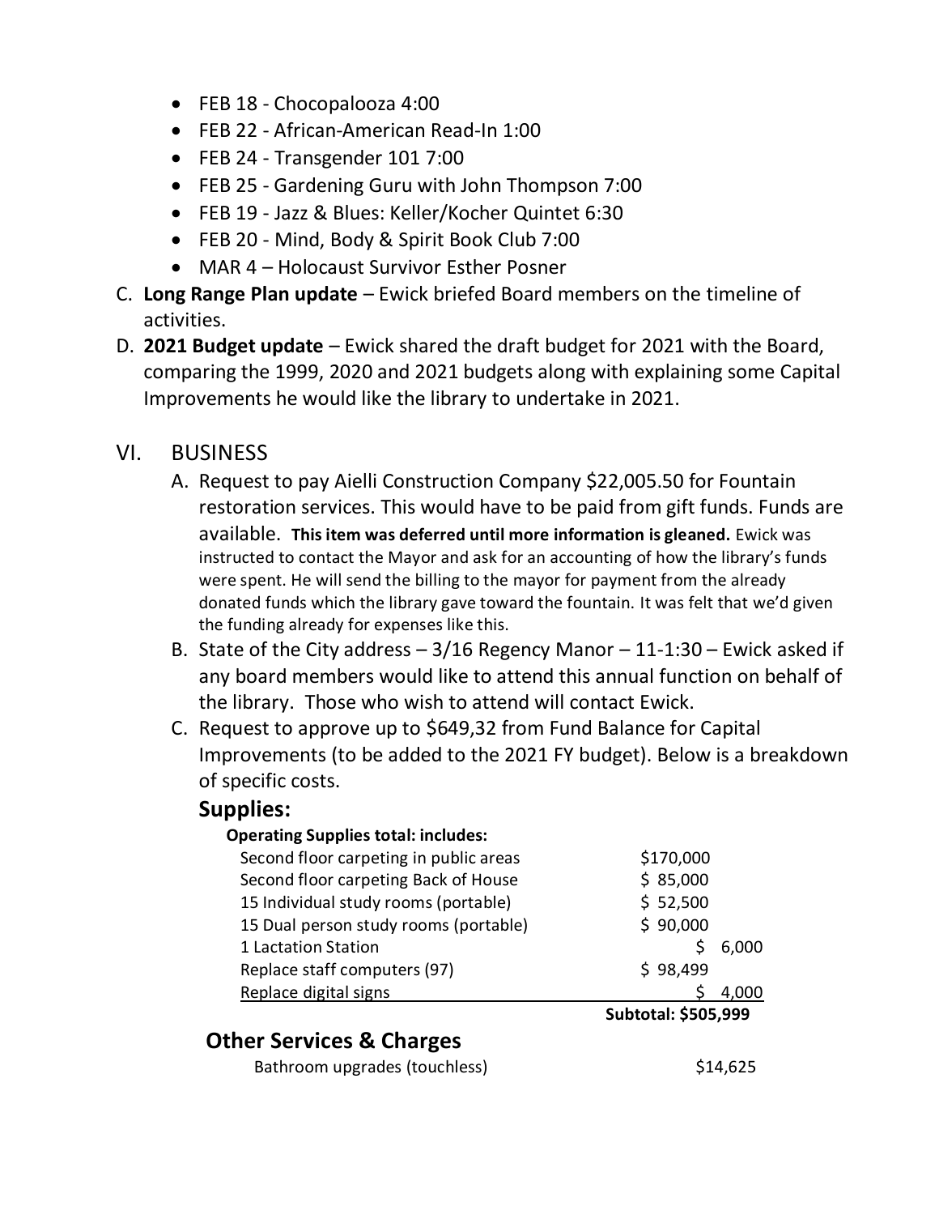- FEB 18 - Chocopalooza 4:00
- FEB 22 - African-American Read-In 1:00
- FEB 24 - Transgender 101 7:00
- FEB 25 - Gardening Guru with John Thompson 7:00
- FEB 19 - Jazz & Blues: Keller/Kocher Quintet 6:30
- FEB 20 - Mind, Body & Spirit Book Club 7:00
- MAR 4 – Holocaust Survivor Esther Posner

C. **Long Range Plan update** – Ewick briefed Board members on the timeline of activities.

D. **2021 Budget update** – Ewick shared the draft budget for 2021 with the Board, comparing the 1999, 2020 and 2021 budgets along with explaining some Capital Improvements he would like the library to undertake in 2021.

## VI. BUSINESS

A. Request to pay Aielli Construction Company $22,005.50 for Fountain restoration services. This would have to be paid from gift funds. Funds are available. **This item was deferred until more information is gleaned.** Ewick was instructed to contact the Mayor and ask for an accounting of how the library's funds were spent. He will send the billing to the mayor for payment from the already donated funds which the library gave toward the fountain. It was felt that we'd given the funding already for expenses like this.

B. State of the City address – 3/16 Regency Manor – 11-1:30 – Ewick asked if any board members would like to attend this annual function on behalf of the library. Those who wish to attend will contact Ewick.

C. Request to approve up to $649,32 from Fund Balance for Capital Improvements (to be added to the 2021 FY budget). Below is a breakdown of specific costs.

### Supplies:

**Operating Supplies total: includes:**

| Item | Cost |
|---|---|
| Second floor carpeting in public areas | $170,000 |
| Second floor carpeting Back of House | $ 85,000 |
| 15 Individual study rooms (portable) | $ 52,500 |
| 15 Dual person study rooms (portable) | $ 90,000 |
| 1 Lactation Station | $ 6,000 |
| Replace staff computers (97) | $ 98,499 |
| Replace digital signs | $ 4,000 |
| | **Subtotal: $505,999** |

### Other Services & Charges

| Item | Cost |
|---|---|
| Bathroom upgrades (touchless) | $14,625 |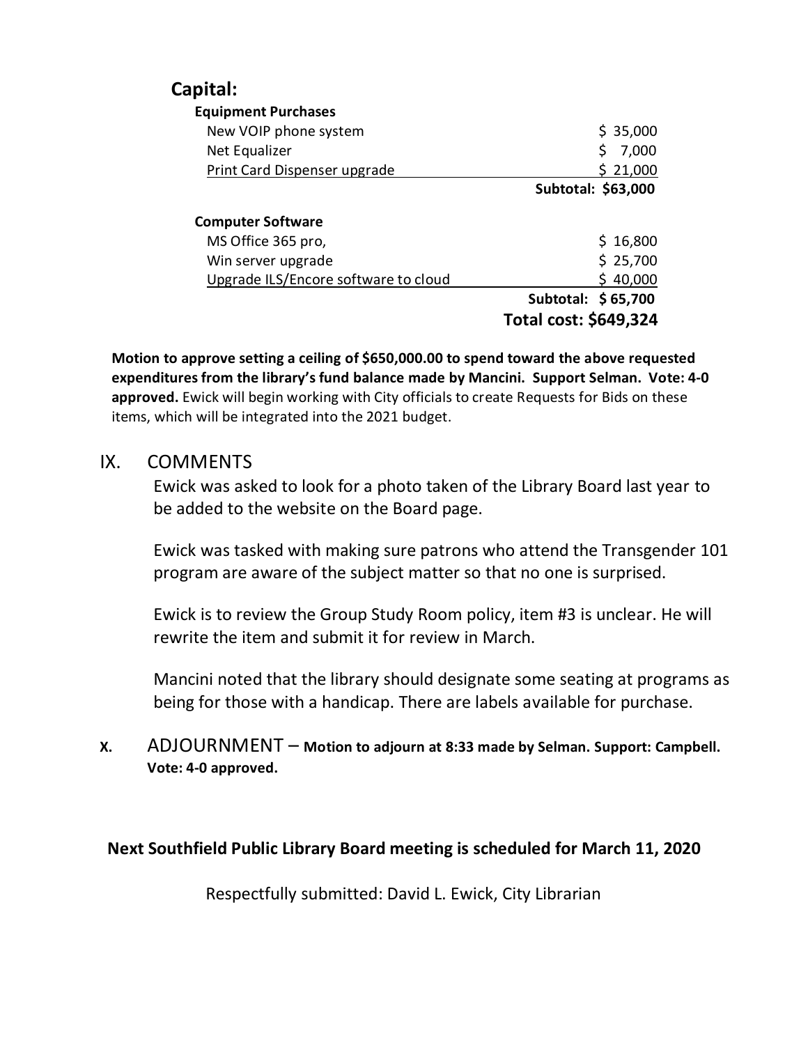## Capital:

**Equipment Purchases**

| | |
|---|---|
| New VOIP phone system | $ 35,000 |
| Net Equalizer | $ 7,000 |
| Print Card Dispenser upgrade | $ 21,000 |
| | **Subtotal: $63,000** |

**Computer Software**

| | |
|---|---|
| MS Office 365 pro, | $ 16,800 |
| Win server upgrade | $ 25,700 |
| Upgrade ILS/Encore software to cloud | $ 40,000 |
| | **Subtotal: $ 65,700** |
| | **Total cost: $649,324** |

**Motion to approve setting a ceiling of $650,000.00 to spend toward the above requested expenditures from the library's fund balance made by Mancini. Support Selman. Vote: 4-0 approved.** Ewick will begin working with City officials to create Requests for Bids on these items, which will be integrated into the 2021 budget.

## IX. COMMENTS

Ewick was asked to look for a photo taken of the Library Board last year to be added to the website on the Board page.

Ewick was tasked with making sure patrons who attend the Transgender 101 program are aware of the subject matter so that no one is surprised.

Ewick is to review the Group Study Room policy, item #3 is unclear. He will rewrite the item and submit it for review in March.

Mancini noted that the library should designate some seating at programs as being for those with a handicap. There are labels available for purchase.

## X. ADJOURNMENT – **Motion to adjourn at 8:33 made by Selman. Support: Campbell. Vote: 4-0 approved.**

**Next Southfield Public Library Board meeting is scheduled for March 11, 2020**

Respectfully submitted: David L. Ewick, City Librarian